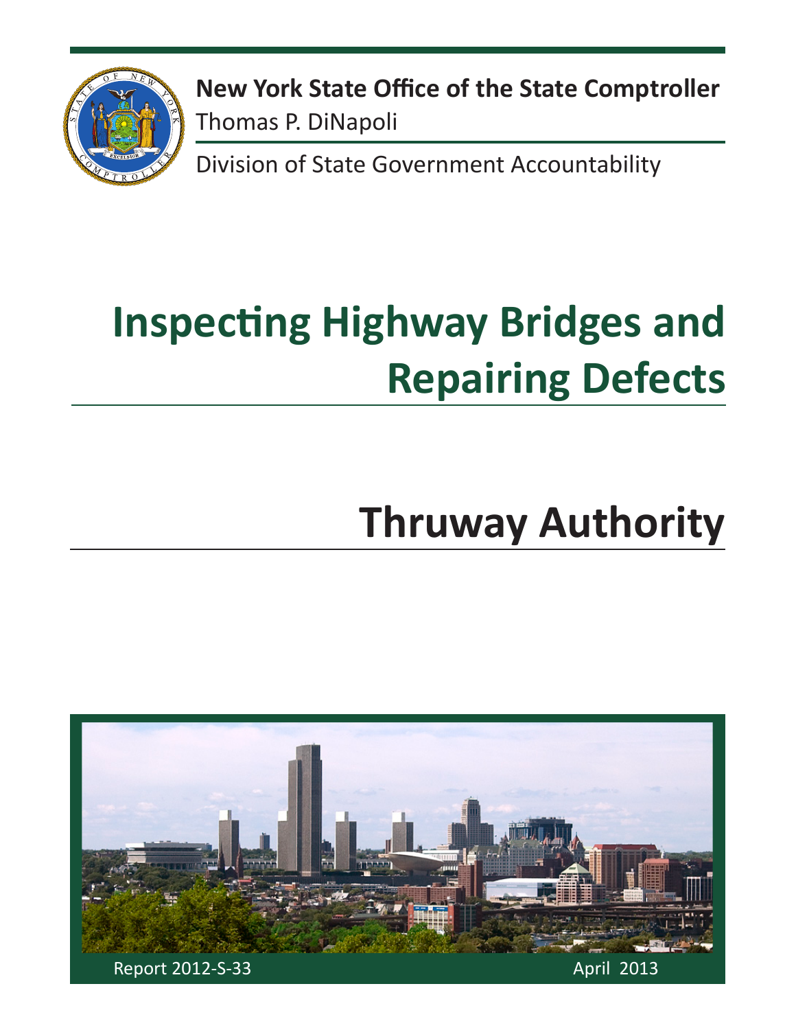**New York State Office of the State Comptroller**
Thomas P. DiNapoli

Division of State Government Accountability

# Inspecting Highway Bridges and Repairing Defects

# Thruway Authority

Report 2012-S-33

April 2013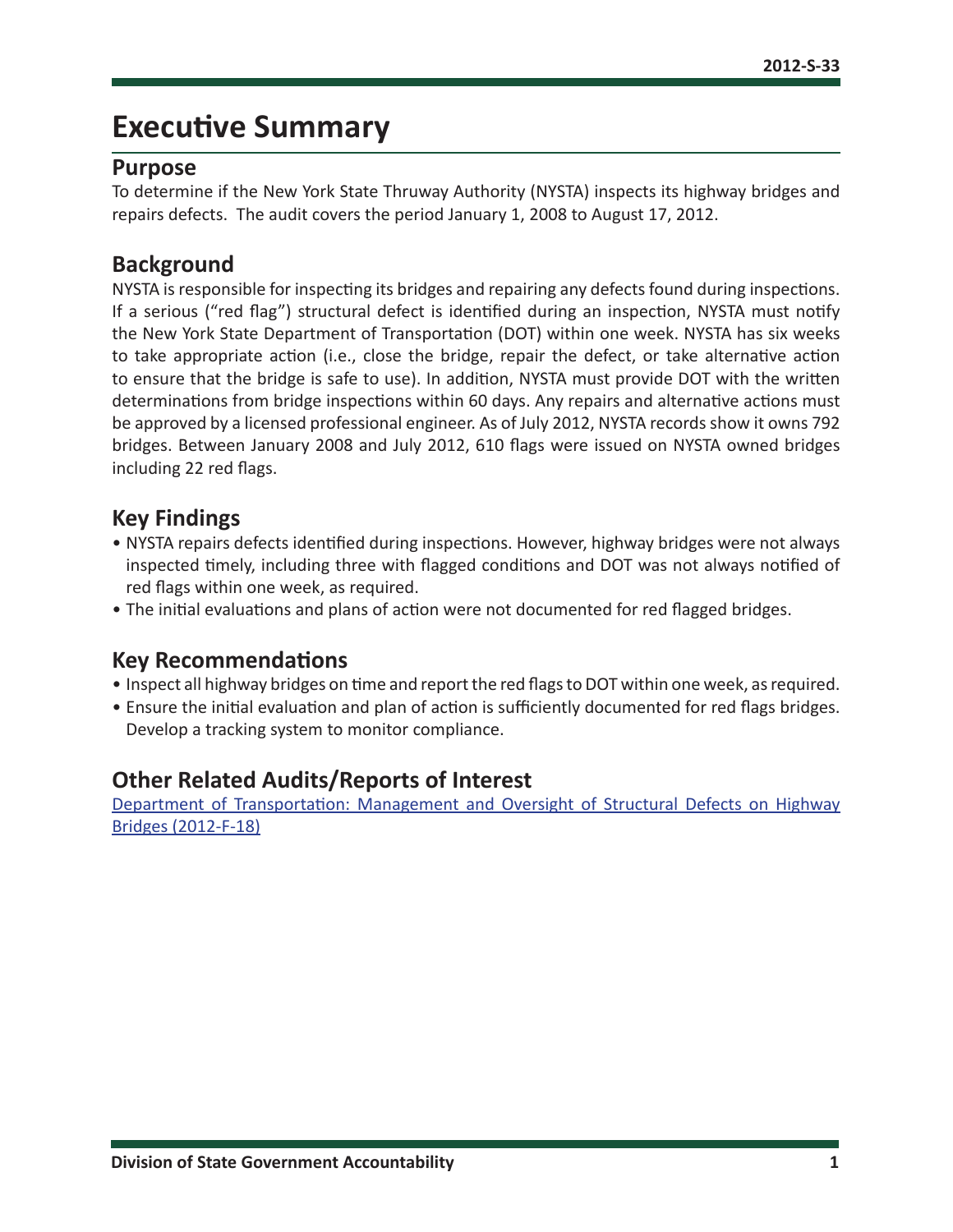# Executive Summary

## Purpose

To determine if the New York State Thruway Authority (NYSTA) inspects its highway bridges and repairs defects. The audit covers the period January 1, 2008 to August 17, 2012.

## Background

NYSTA is responsible for inspecting its bridges and repairing any defects found during inspections. If a serious ("red flag") structural defect is identified during an inspection, NYSTA must notify the New York State Department of Transportation (DOT) within one week. NYSTA has six weeks to take appropriate action (i.e., close the bridge, repair the defect, or take alternative action to ensure that the bridge is safe to use). In addition, NYSTA must provide DOT with the written determinations from bridge inspections within 60 days. Any repairs and alternative actions must be approved by a licensed professional engineer. As of July 2012, NYSTA records show it owns 792 bridges. Between January 2008 and July 2012, 610 flags were issued on NYSTA owned bridges including 22 red flags.

## Key Findings

- NYSTA repairs defects identified during inspections. However, highway bridges were not always inspected timely, including three with flagged conditions and DOT was not always notified of red flags within one week, as required.
- The initial evaluations and plans of action were not documented for red flagged bridges.

## Key Recommendations

- Inspect all highway bridges on time and report the red flags to DOT within one week, as required.
- Ensure the initial evaluation and plan of action is sufficiently documented for red flags bridges. Develop a tracking system to monitor compliance.

## Other Related Audits/Reports of Interest

Department of Transportation: Management and Oversight of Structural Defects on Highway Bridges (2012-F-18)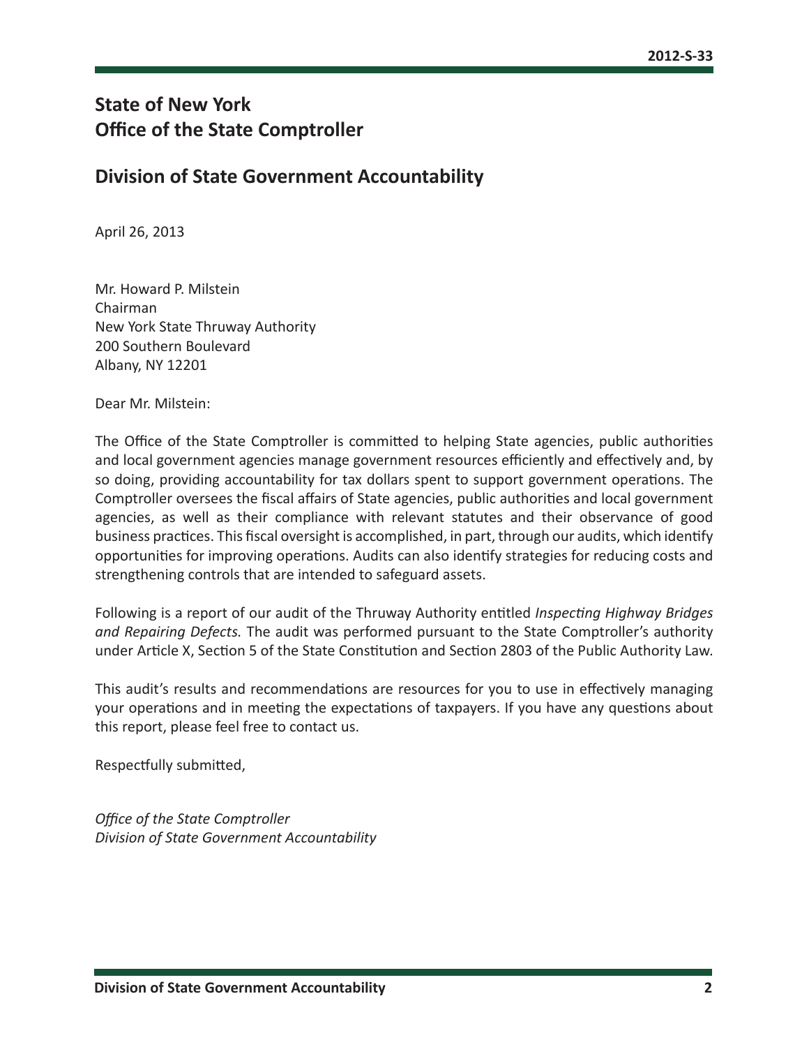# State of New York
# Office of the State Comptroller

## Division of State Government Accountability

April 26, 2013

Mr. Howard P. Milstein  
Chairman  
New York State Thruway Authority  
200 Southern Boulevard  
Albany, NY 12201

Dear Mr. Milstein:

The Office of the State Comptroller is committed to helping State agencies, public authorities and local government agencies manage government resources efficiently and effectively and, by so doing, providing accountability for tax dollars spent to support government operations. The Comptroller oversees the fiscal affairs of State agencies, public authorities and local government agencies, as well as their compliance with relevant statutes and their observance of good business practices. This fiscal oversight is accomplished, in part, through our audits, which identify opportunities for improving operations. Audits can also identify strategies for reducing costs and strengthening controls that are intended to safeguard assets.

Following is a report of our audit of the Thruway Authority entitled *Inspecting Highway Bridges and Repairing Defects.* The audit was performed pursuant to the State Comptroller's authority under Article X, Section 5 of the State Constitution and Section 2803 of the Public Authority Law.

This audit's results and recommendations are resources for you to use in effectively managing your operations and in meeting the expectations of taxpayers. If you have any questions about this report, please feel free to contact us.

Respectfully submitted,

*Office of the State Comptroller*  
*Division of State Government Accountability*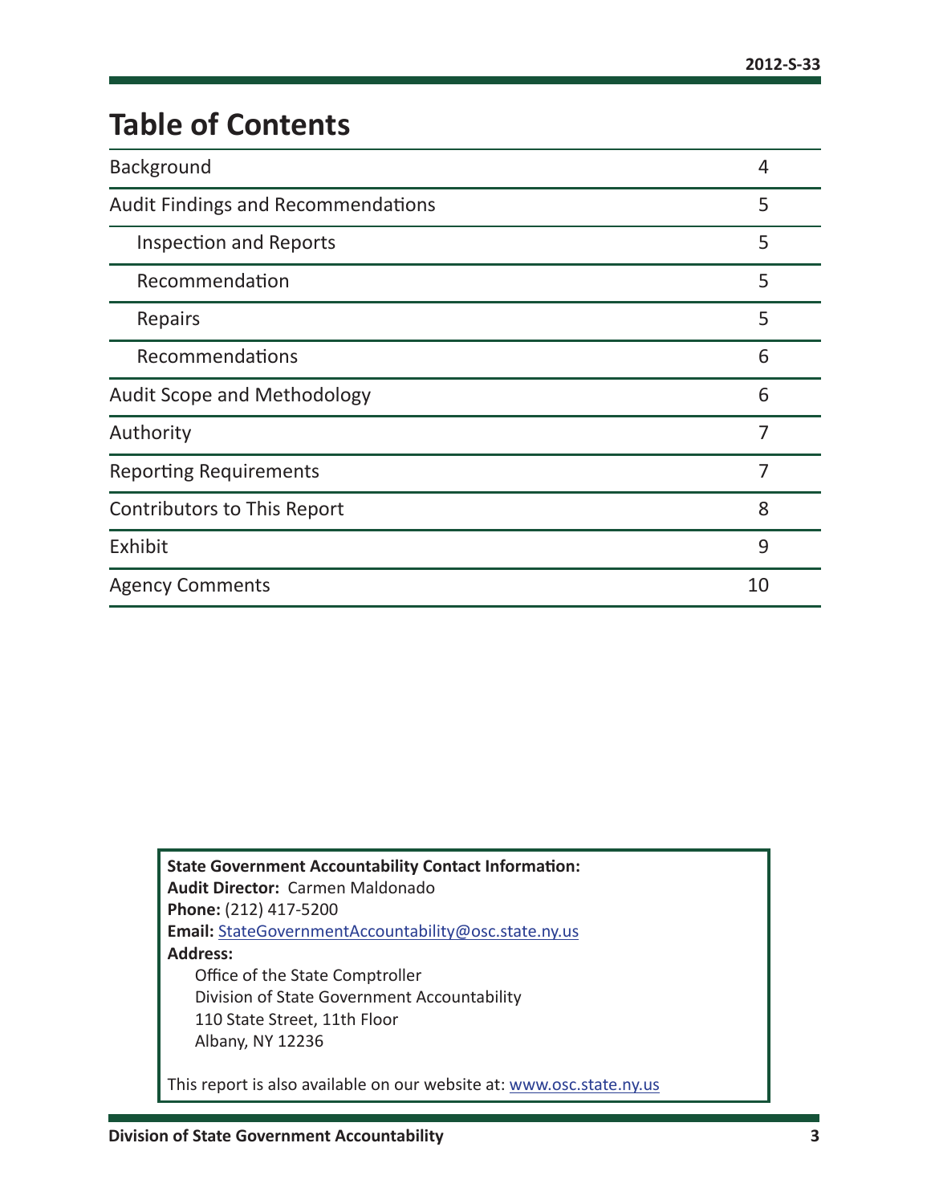# Table of Contents

| | |
|---|---|
| Background | 4 |
| Audit Findings and Recommendations | 5 |
| Inspection and Reports | 5 |
| Recommendation | 5 |
| Repairs | 5 |
| Recommendations | 6 |
| Audit Scope and Methodology | 6 |
| Authority | 7 |
| Reporting Requirements | 7 |
| Contributors to This Report | 8 |
| Exhibit | 9 |
| Agency Comments | 10 |

**State Government Accountability Contact Information:**
**Audit Director:** Carmen Maldonado
**Phone:** (212) 417-5200
**Email:** StateGovernmentAccountability@osc.state.ny.us
**Address:**
Office of the State Comptroller
Division of State Government Accountability
110 State Street, 11th Floor
Albany, NY 12236

This report is also available on our website at: www.osc.state.ny.us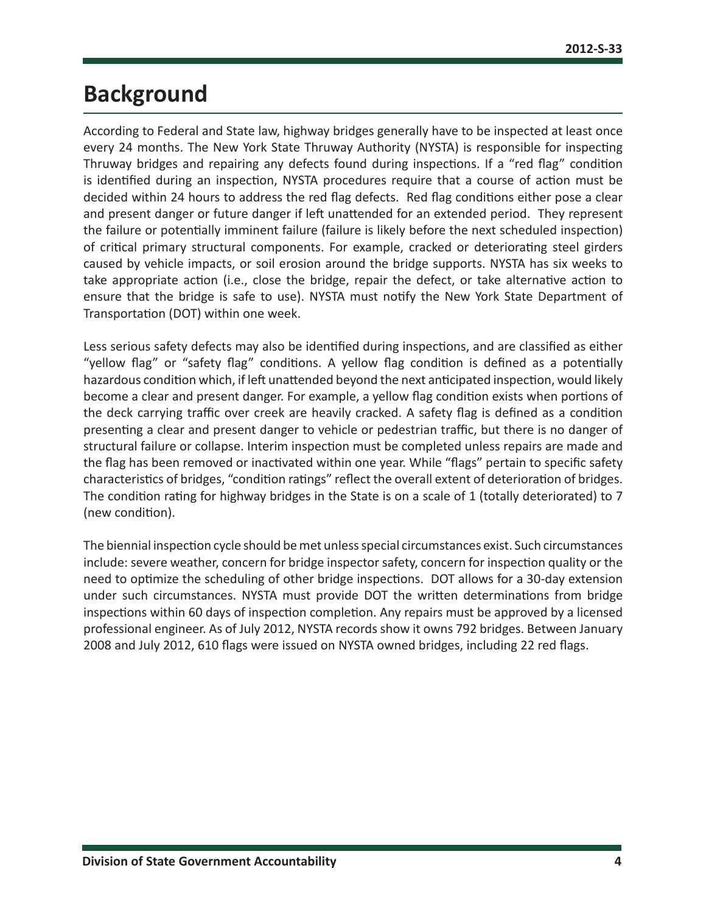# Background

According to Federal and State law, highway bridges generally have to be inspected at least once every 24 months. The New York State Thruway Authority (NYSTA) is responsible for inspecting Thruway bridges and repairing any defects found during inspections. If a "red flag" condition is identified during an inspection, NYSTA procedures require that a course of action must be decided within 24 hours to address the red flag defects. Red flag conditions either pose a clear and present danger or future danger if left unattended for an extended period. They represent the failure or potentially imminent failure (failure is likely before the next scheduled inspection) of critical primary structural components. For example, cracked or deteriorating steel girders caused by vehicle impacts, or soil erosion around the bridge supports. NYSTA has six weeks to take appropriate action (i.e., close the bridge, repair the defect, or take alternative action to ensure that the bridge is safe to use). NYSTA must notify the New York State Department of Transportation (DOT) within one week.

Less serious safety defects may also be identified during inspections, and are classified as either "yellow flag" or "safety flag" conditions. A yellow flag condition is defined as a potentially hazardous condition which, if left unattended beyond the next anticipated inspection, would likely become a clear and present danger. For example, a yellow flag condition exists when portions of the deck carrying traffic over creek are heavily cracked. A safety flag is defined as a condition presenting a clear and present danger to vehicle or pedestrian traffic, but there is no danger of structural failure or collapse. Interim inspection must be completed unless repairs are made and the flag has been removed or inactivated within one year. While "flags" pertain to specific safety characteristics of bridges, "condition ratings" reflect the overall extent of deterioration of bridges. The condition rating for highway bridges in the State is on a scale of 1 (totally deteriorated) to 7 (new condition).

The biennial inspection cycle should be met unless special circumstances exist. Such circumstances include: severe weather, concern for bridge inspector safety, concern for inspection quality or the need to optimize the scheduling of other bridge inspections. DOT allows for a 30-day extension under such circumstances. NYSTA must provide DOT the written determinations from bridge inspections within 60 days of inspection completion. Any repairs must be approved by a licensed professional engineer. As of July 2012, NYSTA records show it owns 792 bridges. Between January 2008 and July 2012, 610 flags were issued on NYSTA owned bridges, including 22 red flags.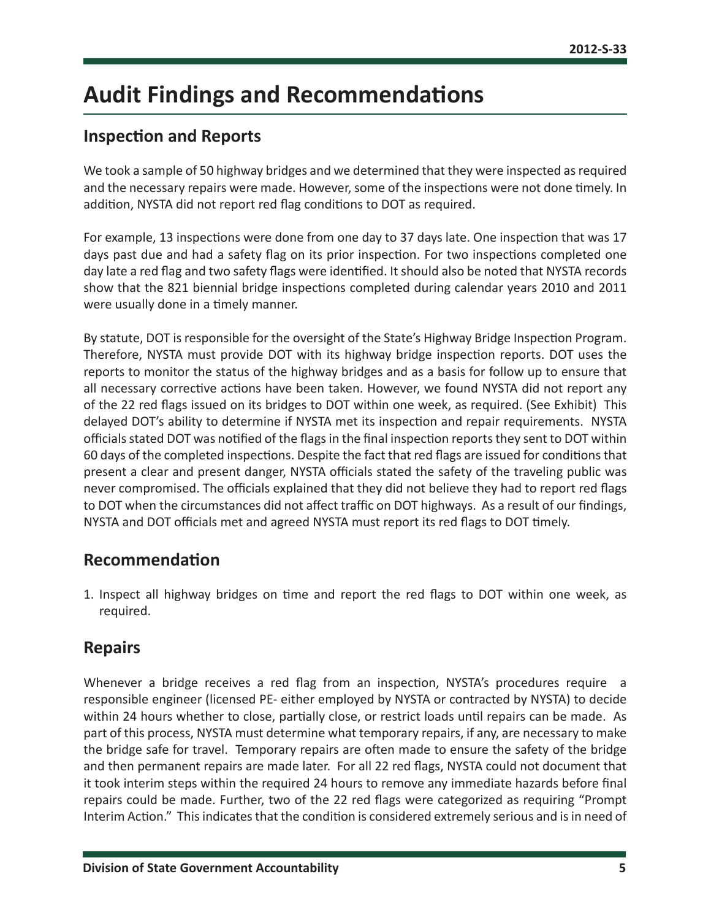# Audit Findings and Recommendations

## Inspection and Reports

We took a sample of 50 highway bridges and we determined that they were inspected as required and the necessary repairs were made. However, some of the inspections were not done timely. In addition, NYSTA did not report red flag conditions to DOT as required.

For example, 13 inspections were done from one day to 37 days late. One inspection that was 17 days past due and had a safety flag on its prior inspection. For two inspections completed one day late a red flag and two safety flags were identified. It should also be noted that NYSTA records show that the 821 biennial bridge inspections completed during calendar years 2010 and 2011 were usually done in a timely manner.

By statute, DOT is responsible for the oversight of the State's Highway Bridge Inspection Program. Therefore, NYSTA must provide DOT with its highway bridge inspection reports. DOT uses the reports to monitor the status of the highway bridges and as a basis for follow up to ensure that all necessary corrective actions have been taken. However, we found NYSTA did not report any of the 22 red flags issued on its bridges to DOT within one week, as required. (See Exhibit) This delayed DOT's ability to determine if NYSTA met its inspection and repair requirements. NYSTA officials stated DOT was notified of the flags in the final inspection reports they sent to DOT within 60 days of the completed inspections. Despite the fact that red flags are issued for conditions that present a clear and present danger, NYSTA officials stated the safety of the traveling public was never compromised. The officials explained that they did not believe they had to report red flags to DOT when the circumstances did not affect traffic on DOT highways. As a result of our findings, NYSTA and DOT officials met and agreed NYSTA must report its red flags to DOT timely.

## Recommendation

1. Inspect all highway bridges on time and report the red flags to DOT within one week, as required.

## Repairs

Whenever a bridge receives a red flag from an inspection, NYSTA's procedures require a responsible engineer (licensed PE- either employed by NYSTA or contracted by NYSTA) to decide within 24 hours whether to close, partially close, or restrict loads until repairs can be made. As part of this process, NYSTA must determine what temporary repairs, if any, are necessary to make the bridge safe for travel. Temporary repairs are often made to ensure the safety of the bridge and then permanent repairs are made later. For all 22 red flags, NYSTA could not document that it took interim steps within the required 24 hours to remove any immediate hazards before final repairs could be made. Further, two of the 22 red flags were categorized as requiring "Prompt Interim Action." This indicates that the condition is considered extremely serious and is in need of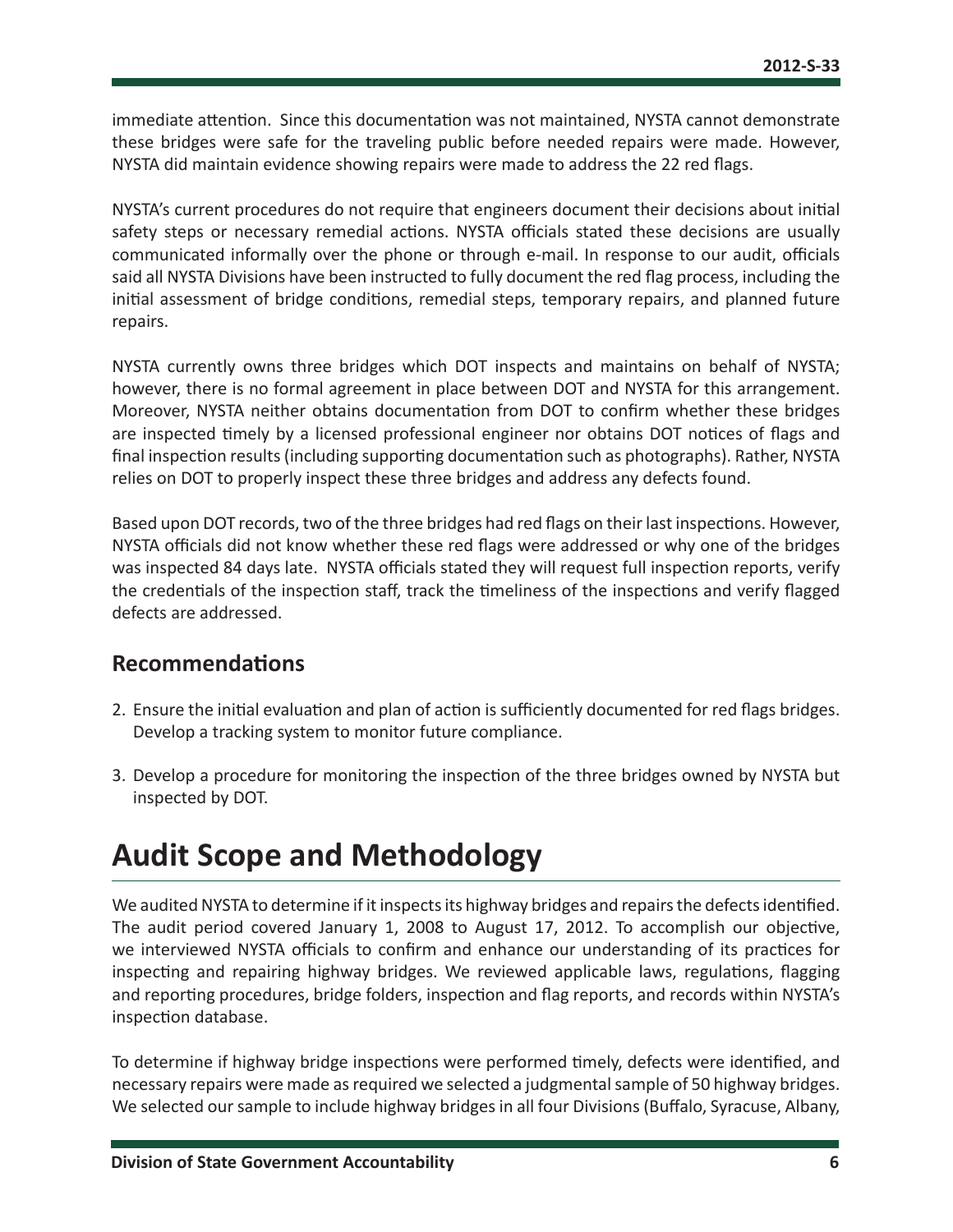immediate attention. Since this documentation was not maintained, NYSTA cannot demonstrate these bridges were safe for the traveling public before needed repairs were made. However, NYSTA did maintain evidence showing repairs were made to address the 22 red flags.

NYSTA's current procedures do not require that engineers document their decisions about initial safety steps or necessary remedial actions. NYSTA officials stated these decisions are usually communicated informally over the phone or through e-mail. In response to our audit, officials said all NYSTA Divisions have been instructed to fully document the red flag process, including the initial assessment of bridge conditions, remedial steps, temporary repairs, and planned future repairs.

NYSTA currently owns three bridges which DOT inspects and maintains on behalf of NYSTA; however, there is no formal agreement in place between DOT and NYSTA for this arrangement. Moreover, NYSTA neither obtains documentation from DOT to confirm whether these bridges are inspected timely by a licensed professional engineer nor obtains DOT notices of flags and final inspection results (including supporting documentation such as photographs). Rather, NYSTA relies on DOT to properly inspect these three bridges and address any defects found.

Based upon DOT records, two of the three bridges had red flags on their last inspections. However, NYSTA officials did not know whether these red flags were addressed or why one of the bridges was inspected 84 days late. NYSTA officials stated they will request full inspection reports, verify the credentials of the inspection staff, track the timeliness of the inspections and verify flagged defects are addressed.

## Recommendations

2. Ensure the initial evaluation and plan of action is sufficiently documented for red flags bridges. Develop a tracking system to monitor future compliance.
3. Develop a procedure for monitoring the inspection of the three bridges owned by NYSTA but inspected by DOT.

# Audit Scope and Methodology

We audited NYSTA to determine if it inspects its highway bridges and repairs the defects identified. The audit period covered January 1, 2008 to August 17, 2012. To accomplish our objective, we interviewed NYSTA officials to confirm and enhance our understanding of its practices for inspecting and repairing highway bridges. We reviewed applicable laws, regulations, flagging and reporting procedures, bridge folders, inspection and flag reports, and records within NYSTA's inspection database.

To determine if highway bridge inspections were performed timely, defects were identified, and necessary repairs were made as required we selected a judgmental sample of 50 highway bridges. We selected our sample to include highway bridges in all four Divisions (Buffalo, Syracuse, Albany,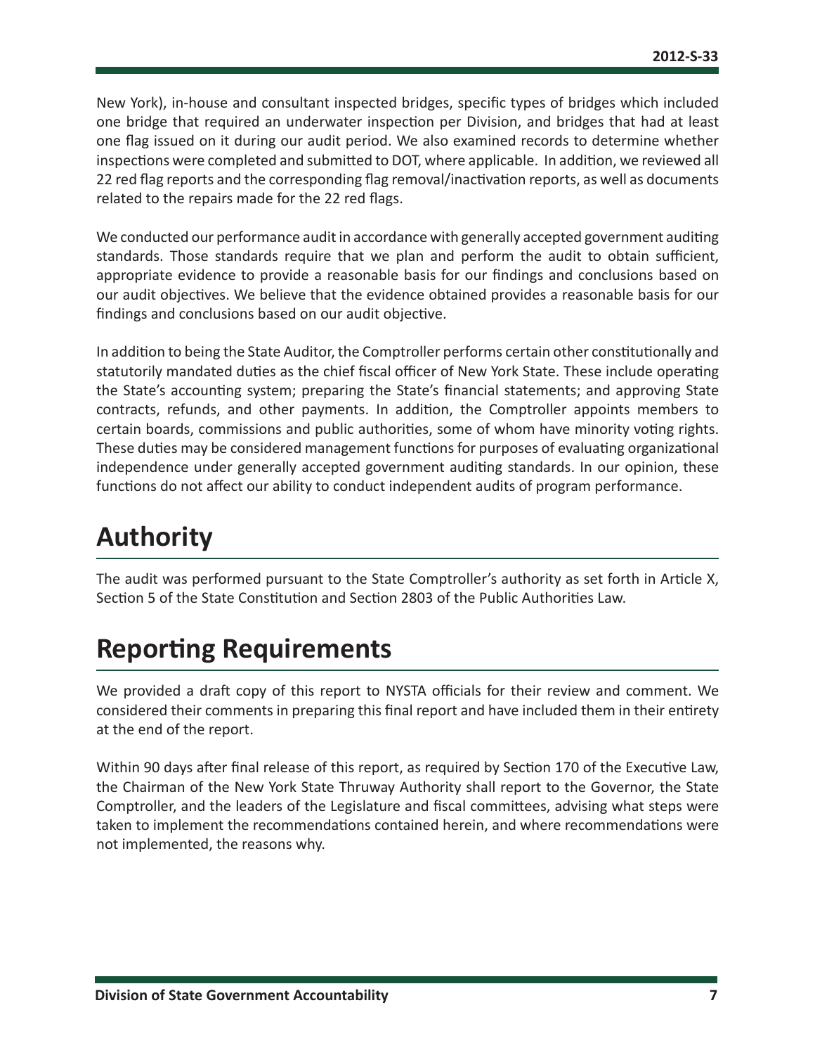New York), in-house and consultant inspected bridges, specific types of bridges which included one bridge that required an underwater inspection per Division, and bridges that had at least one flag issued on it during our audit period. We also examined records to determine whether inspections were completed and submitted to DOT, where applicable. In addition, we reviewed all 22 red flag reports and the corresponding flag removal/inactivation reports, as well as documents related to the repairs made for the 22 red flags.

We conducted our performance audit in accordance with generally accepted government auditing standards. Those standards require that we plan and perform the audit to obtain sufficient, appropriate evidence to provide a reasonable basis for our findings and conclusions based on our audit objectives. We believe that the evidence obtained provides a reasonable basis for our findings and conclusions based on our audit objective.

In addition to being the State Auditor, the Comptroller performs certain other constitutionally and statutorily mandated duties as the chief fiscal officer of New York State. These include operating the State's accounting system; preparing the State's financial statements; and approving State contracts, refunds, and other payments. In addition, the Comptroller appoints members to certain boards, commissions and public authorities, some of whom have minority voting rights. These duties may be considered management functions for purposes of evaluating organizational independence under generally accepted government auditing standards. In our opinion, these functions do not affect our ability to conduct independent audits of program performance.

# Authority

The audit was performed pursuant to the State Comptroller's authority as set forth in Article X, Section 5 of the State Constitution and Section 2803 of the Public Authorities Law.

# Reporting Requirements

We provided a draft copy of this report to NYSTA officials for their review and comment. We considered their comments in preparing this final report and have included them in their entirety at the end of the report.

Within 90 days after final release of this report, as required by Section 170 of the Executive Law, the Chairman of the New York State Thruway Authority shall report to the Governor, the State Comptroller, and the leaders of the Legislature and fiscal committees, advising what steps were taken to implement the recommendations contained herein, and where recommendations were not implemented, the reasons why.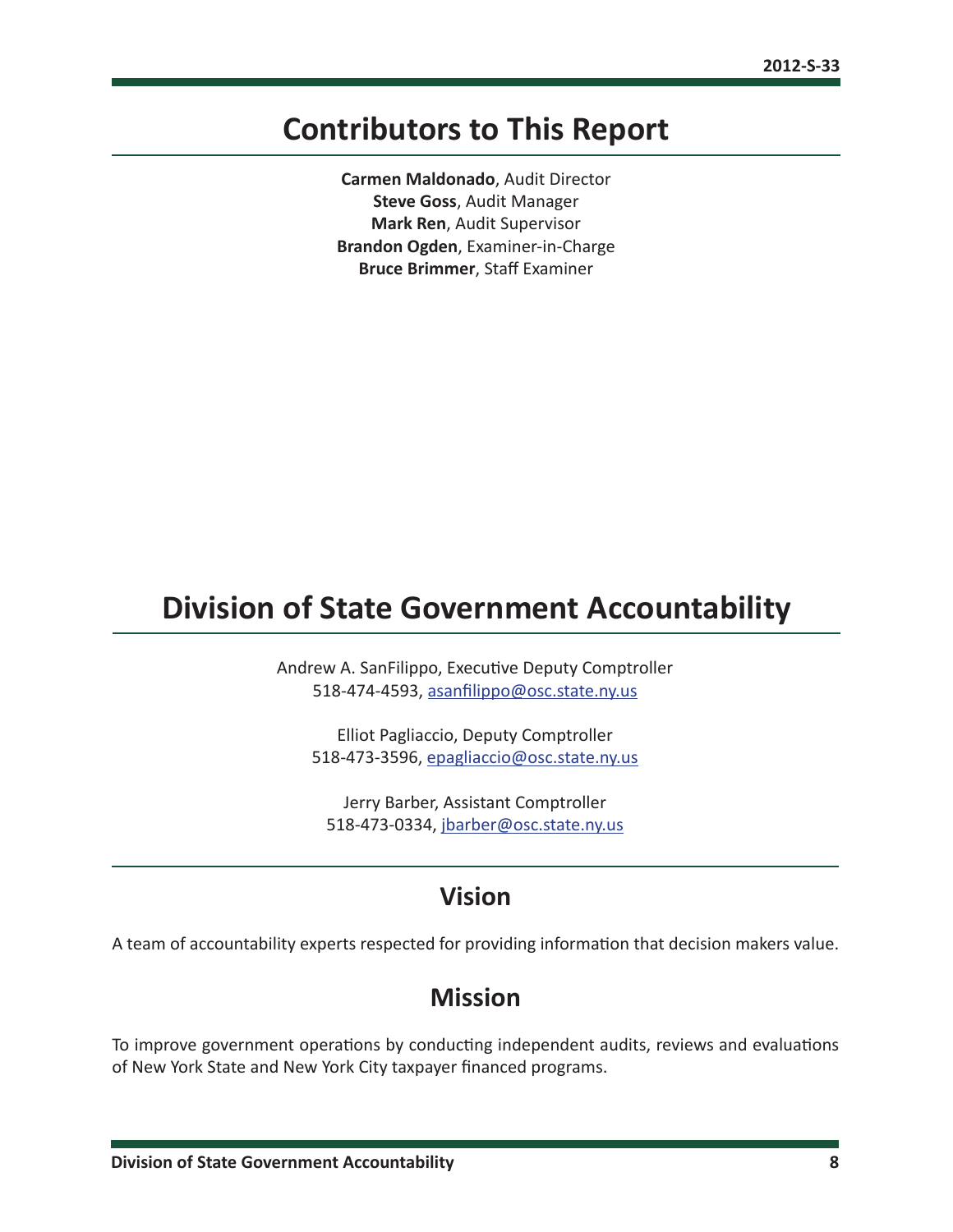# Contributors to This Report

**Carmen Maldonado**, Audit Director
**Steve Goss**, Audit Manager
**Mark Ren**, Audit Supervisor
**Brandon Ogden**, Examiner-in-Charge
**Bruce Brimmer**, Staff Examiner

# Division of State Government Accountability

Andrew A. SanFilippo, Executive Deputy Comptroller
518-474-4593, asanfilippo@osc.state.ny.us

Elliot Pagliaccio, Deputy Comptroller
518-473-3596, epagliaccio@osc.state.ny.us

Jerry Barber, Assistant Comptroller
518-473-0334, jbarber@osc.state.ny.us

## Vision

A team of accountability experts respected for providing information that decision makers value.

## Mission

To improve government operations by conducting independent audits, reviews and evaluations of New York State and New York City taxpayer financed programs.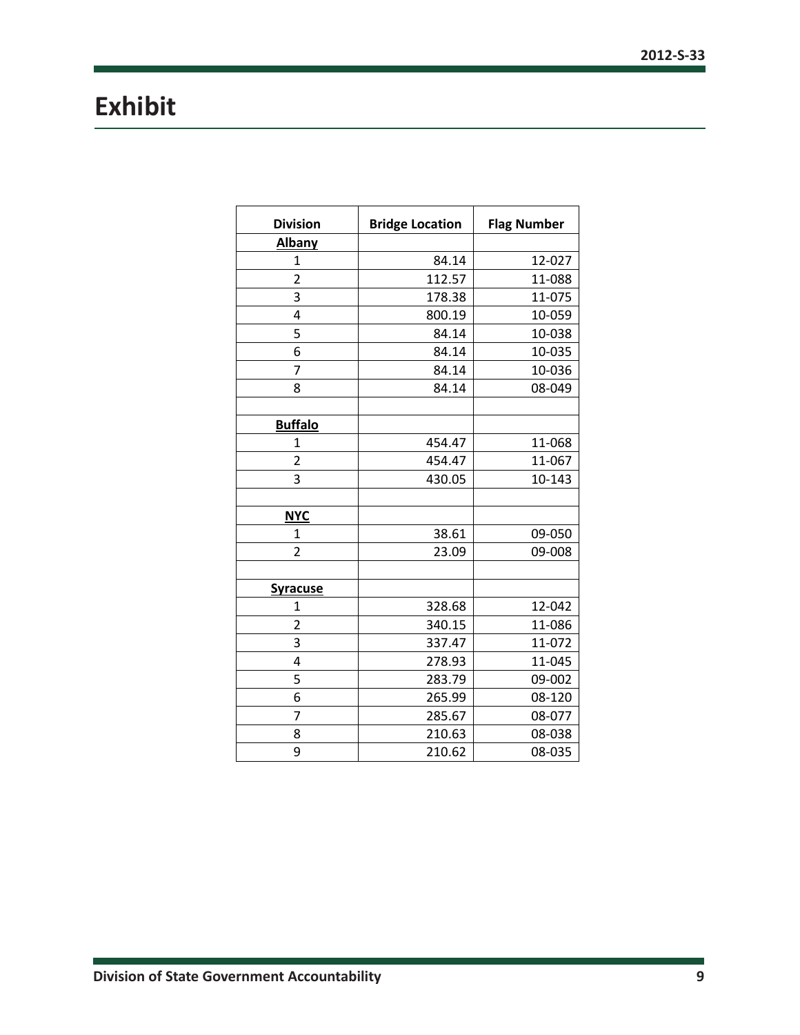# Exhibit

| Division | Bridge Location | Flag Number |
|---|---|---|
| **Albany** | | |
| 1 | 84.14 | 12-027 |
| 2 | 112.57 | 11-088 |
| 3 | 178.38 | 11-075 |
| 4 | 800.19 | 10-059 |
| 5 | 84.14 | 10-038 |
| 6 | 84.14 | 10-035 |
| 7 | 84.14 | 10-036 |
| 8 | 84.14 | 08-049 |
| | | |
| **Buffalo** | | |
| 1 | 454.47 | 11-068 |
| 2 | 454.47 | 11-067 |
| 3 | 430.05 | 10-143 |
| | | |
| **NYC** | | |
| 1 | 38.61 | 09-050 |
| 2 | 23.09 | 09-008 |
| | | |
| **Syracuse** | | |
| 1 | 328.68 | 12-042 |
| 2 | 340.15 | 11-086 |
| 3 | 337.47 | 11-072 |
| 4 | 278.93 | 11-045 |
| 5 | 283.79 | 09-002 |
| 6 | 265.99 | 08-120 |
| 7 | 285.67 | 08-077 |
| 8 | 210.63 | 08-038 |
| 9 | 210.62 | 08-035 |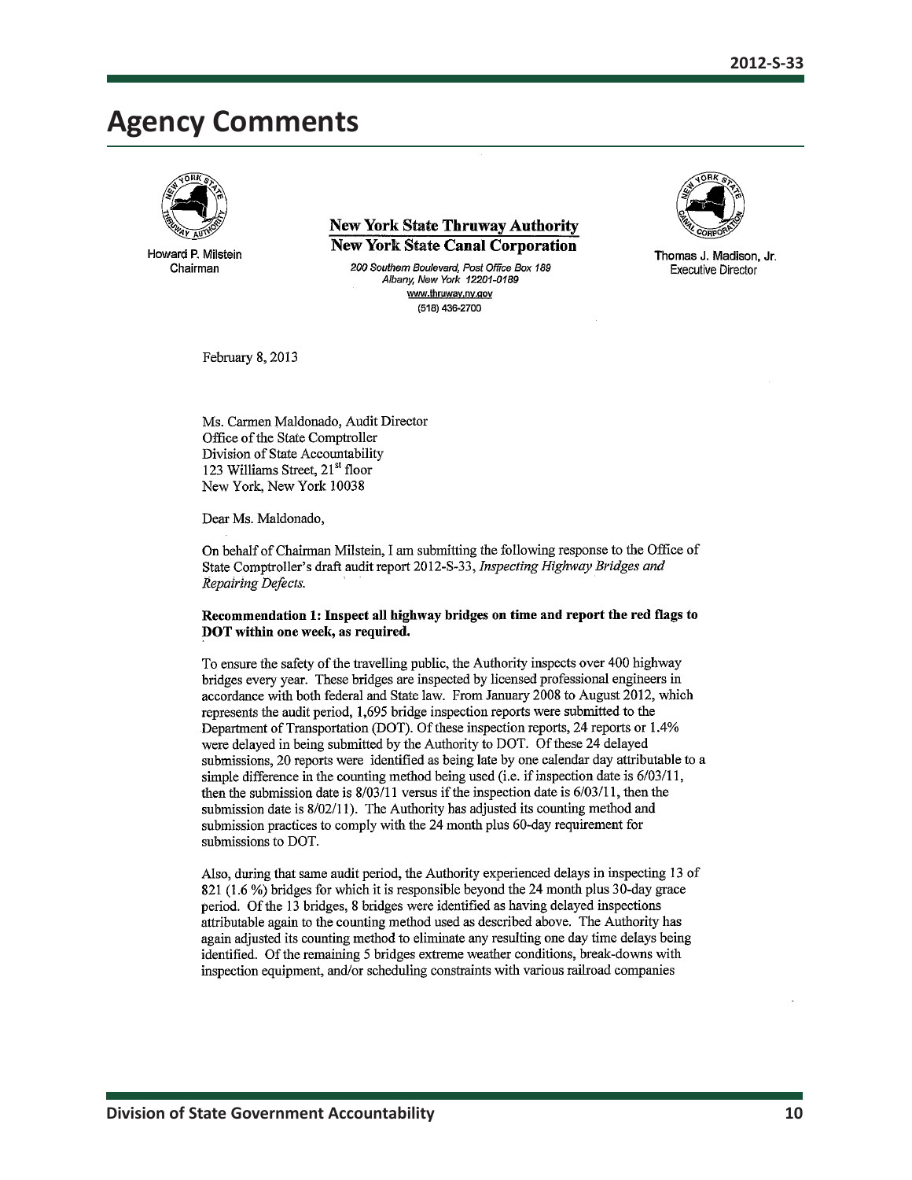## Agency Comments

Howard P. Milstein
Chairman

**New York State Thruway Authority**
**New York State Canal Corporation**

*200 Southern Boulevard, Post Office Box 189*
*Albany, New York 12201-0189*
www.thruway.ny.gov
(518) 436-2700

Thomas J. Madison, Jr.
Executive Director

February 8, 2013

Ms. Carmen Maldonado, Audit Director
Office of the State Comptroller
Division of State Accountability
123 Williams Street, 21st floor
New York, New York 10038

Dear Ms. Maldonado,

On behalf of Chairman Milstein, I am submitting the following response to the Office of State Comptroller's draft audit report 2012-S-33, *Inspecting Highway Bridges and Repairing Defects.*

**Recommendation 1: Inspect all highway bridges on time and report the red flags to DOT within one week, as required.**

To ensure the safety of the travelling public, the Authority inspects over 400 highway bridges every year. These bridges are inspected by licensed professional engineers in accordance with both federal and State law. From January 2008 to August 2012, which represents the audit period, 1,695 bridge inspection reports were submitted to the Department of Transportation (DOT). Of these inspection reports, 24 reports or 1.4% were delayed in being submitted by the Authority to DOT. Of these 24 delayed submissions, 20 reports were identified as being late by one calendar day attributable to a simple difference in the counting method being used (i.e. if inspection date is 6/03/11, then the submission date is 8/03/11 versus if the inspection date is 6/03/11, then the submission date is 8/02/11). The Authority has adjusted its counting method and submission practices to comply with the 24 month plus 60-day requirement for submissions to DOT.

Also, during that same audit period, the Authority experienced delays in inspecting 13 of 821 (1.6 %) bridges for which it is responsible beyond the 24 month plus 30-day grace period. Of the 13 bridges, 8 bridges were identified as having delayed inspections attributable again to the counting method used as described above. The Authority has again adjusted its counting method to eliminate any resulting one day time delays being identified. Of the remaining 5 bridges extreme weather conditions, break-downs with inspection equipment, and/or scheduling constraints with various railroad companies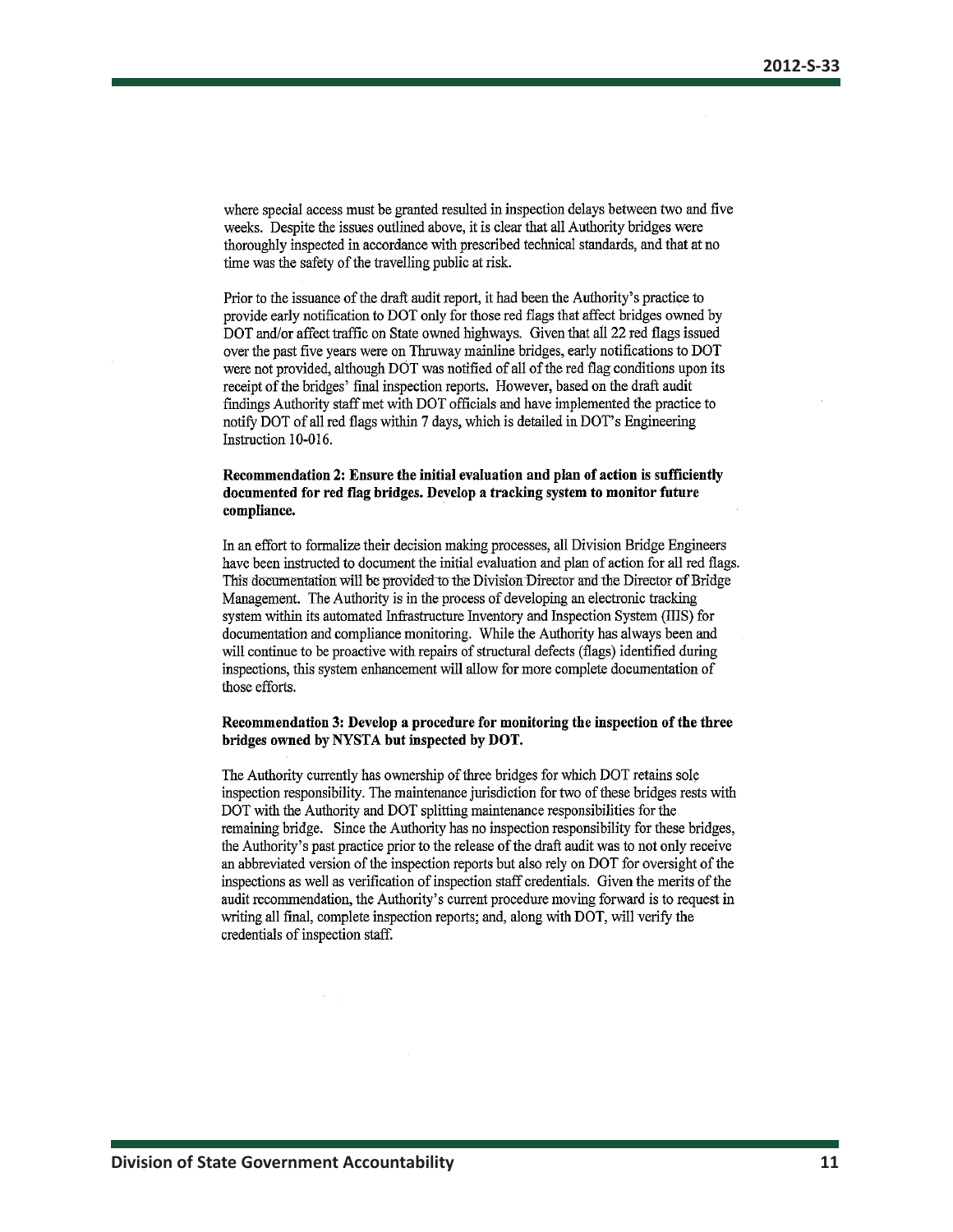where special access must be granted resulted in inspection delays between two and five weeks. Despite the issues outlined above, it is clear that all Authority bridges were thoroughly inspected in accordance with prescribed technical standards, and that at no time was the safety of the travelling public at risk.

Prior to the issuance of the draft audit report, it had been the Authority's practice to provide early notification to DOT only for those red flags that affect bridges owned by DOT and/or affect traffic on State owned highways. Given that all 22 red flags issued over the past five years were on Thruway mainline bridges, early notifications to DOT were not provided, although DOT was notified of all of the red flag conditions upon its receipt of the bridges' final inspection reports. However, based on the draft audit findings Authority staff met with DOT officials and have implemented the practice to notify DOT of all red flags within 7 days, which is detailed in DOT's Engineering Instruction 10-016.

**Recommendation 2: Ensure the initial evaluation and plan of action is sufficiently documented for red flag bridges. Develop a tracking system to monitor future compliance.**

In an effort to formalize their decision making processes, all Division Bridge Engineers have been instructed to document the initial evaluation and plan of action for all red flags. This documentation will be provided to the Division Director and the Director of Bridge Management. The Authority is in the process of developing an electronic tracking system within its automated Infrastructure Inventory and Inspection System (IIIS) for documentation and compliance monitoring. While the Authority has always been and will continue to be proactive with repairs of structural defects (flags) identified during inspections, this system enhancement will allow for more complete documentation of those efforts.

**Recommendation 3: Develop a procedure for monitoring the inspection of the three bridges owned by NYSTA but inspected by DOT.**

The Authority currently has ownership of three bridges for which DOT retains sole inspection responsibility. The maintenance jurisdiction for two of these bridges rests with DOT with the Authority and DOT splitting maintenance responsibilities for the remaining bridge. Since the Authority has no inspection responsibility for these bridges, the Authority's past practice prior to the release of the draft audit was to not only receive an abbreviated version of the inspection reports but also rely on DOT for oversight of the inspections as well as verification of inspection staff credentials. Given the merits of the audit recommendation, the Authority's current procedure moving forward is to request in writing all final, complete inspection reports; and, along with DOT, will verify the credentials of inspection staff.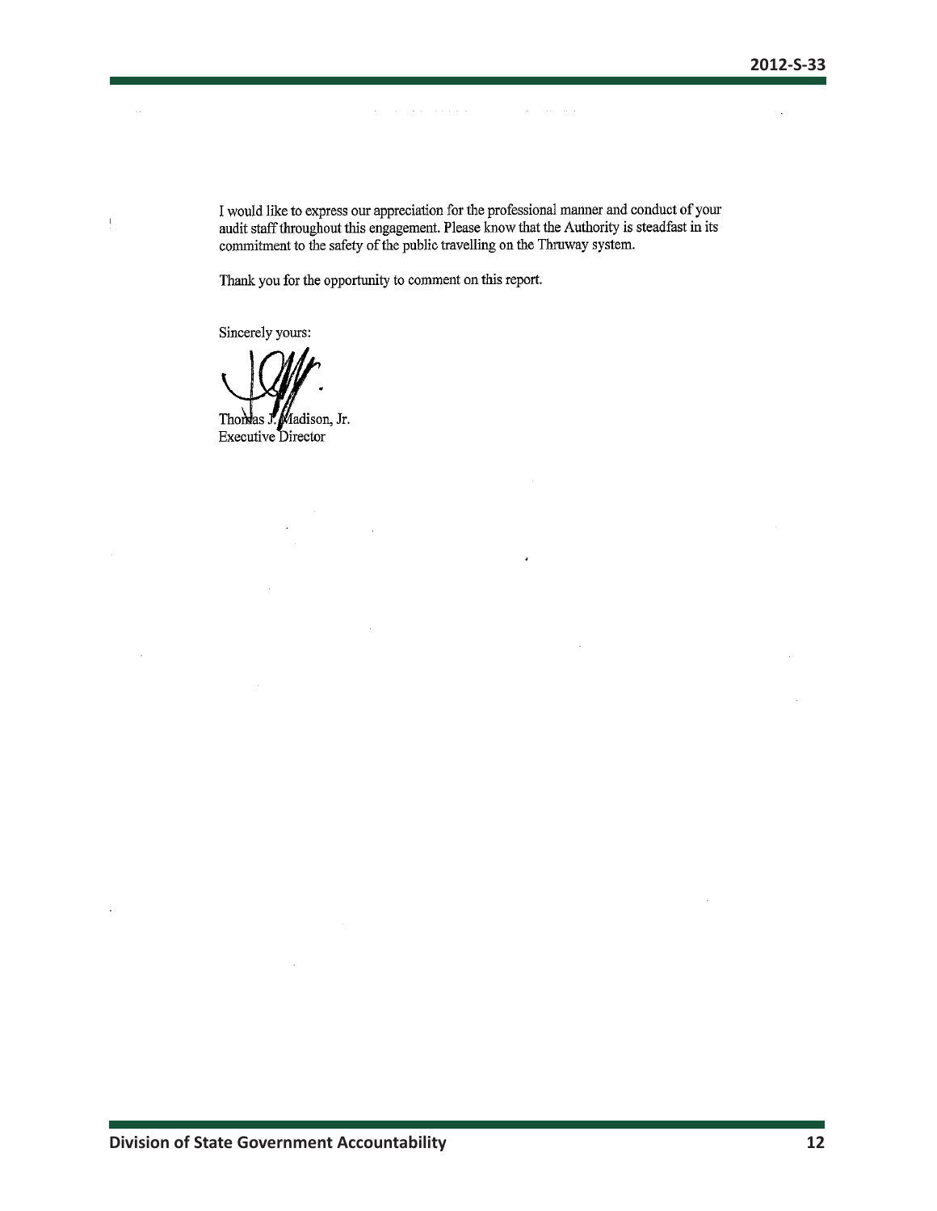I would like to express our appreciation for the professional manner and conduct of your audit staff throughout this engagement. Please know that the Authority is steadfast in its commitment to the safety of the public travelling on the Thruway system.

Thank you for the opportunity to comment on this report.

Sincerely yours:

Thomas J. Madison, Jr.
Executive Director